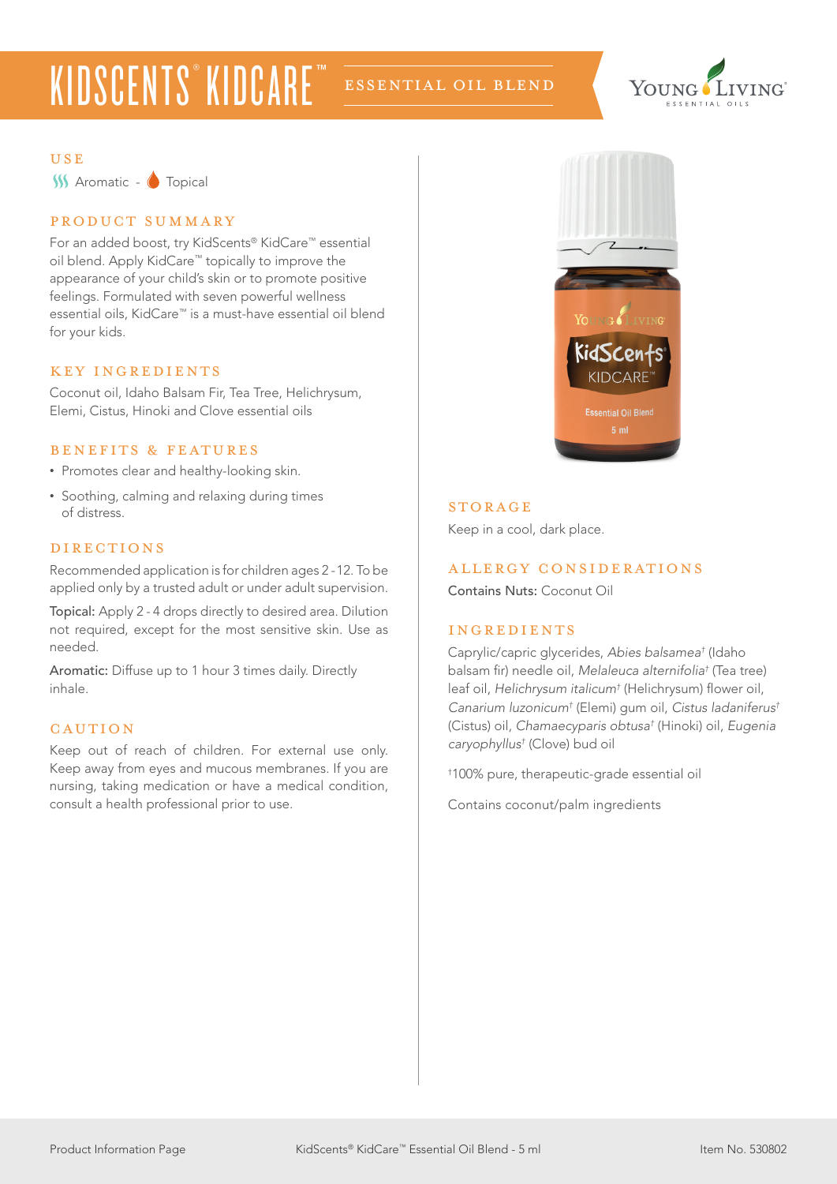# KIDSCENTS® KIDCARE™ ESSENTIAL OIL BLEND

Young Living Essential Oils

## USE

Aromatic - Topical

## PRODUCT SUMMARY

For an added boost, try KidScents® KidCare™ essential oil blend. Apply KidCare™ topically to improve the appearance of your child's skin or to promote positive feelings. Formulated with seven powerful wellness essential oils, KidCare™ is a must-have essential oil blend for your kids.

## KEY INGREDIENTS

Coconut oil, Idaho Balsam Fir, Tea Tree, Helichrysum, Elemi, Cistus, Hinoki and Clove essential oils

## BENEFITS & FEATURES

- Promotes clear and healthy-looking skin.
- Soothing, calming and relaxing during times of distress.

## DIRECTIONS

Recommended application is for children ages 2 - 12. To be applied only by a trusted adult or under adult supervision.

**Topical:** Apply 2 - 4 drops directly to desired area. Dilution not required, except for the most sensitive skin. Use as needed.

**Aromatic:** Diffuse up to 1 hour 3 times daily. Directly inhale.

## CAUTION

Keep out of reach of children. For external use only. Keep away from eyes and mucous membranes. If you are nursing, taking medication or have a medical condition, consult a health professional prior to use.

## STORAGE

Keep in a cool, dark place.

## ALLERGY CONSIDERATIONS

**Contains Nuts:** Coconut Oil

## INGREDIENTS

Caprylic/capric glycerides, *Abies balsamea*† (Idaho balsam fir) needle oil, *Melaleuca alternifolia*† (Tea tree) leaf oil, *Helichrysum italicum*† (Helichrysum) flower oil, *Canarium luzonicum*† (Elemi) gum oil, *Cistus ladaniferus*† (Cistus) oil, *Chamaecyparis obtusa*† (Hinoki) oil, *Eugenia caryophyllus*† (Clove) bud oil

†100% pure, therapeutic-grade essential oil

Contains coconut/palm ingredients

Product Information Page | KidScents® KidCare™ Essential Oil Blend - 5 ml | Item No. 530802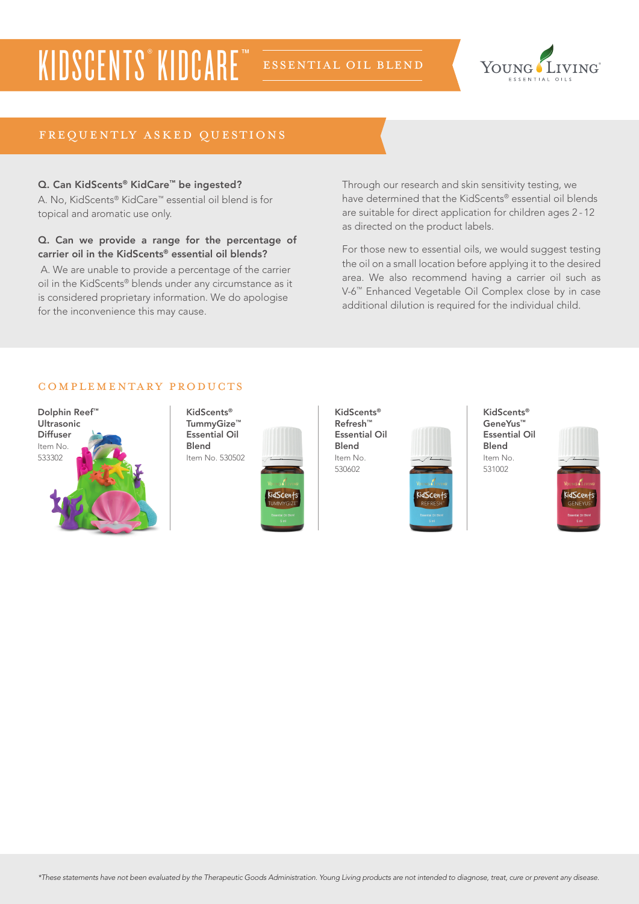# KIDSCENTS® KIDCARE™ ESSENTIAL OIL BLEND

## FREQUENTLY ASKED QUESTIONS

**Q. Can KidScents® KidCare™ be ingested?**
A. No, KidScents® KidCare™ essential oil blend is for topical and aromatic use only.

**Q. Can we provide a range for the percentage of carrier oil in the KidScents® essential oil blends?**
A. We are unable to provide a percentage of the carrier oil in the KidScents® blends under any circumstance as it is considered proprietary information. We do apologise for the inconvenience this may cause.

Through our research and skin sensitivity testing, we have determined that the KidScents® essential oil blends are suitable for direct application for children ages 2 - 12 as directed on the product labels.

For those new to essential oils, we would suggest testing the oil on a small location before applying it to the desired area. We also recommend having a carrier oil such as V-6™ Enhanced Vegetable Oil Complex close by in case additional dilution is required for the individual child.

## COMPLEMENTARY PRODUCTS

**Dolphin Reef™ Ultrasonic Diffuser**
Item No. 533302

**KidScents® TummyGize™ Essential Oil Blend**
Item No. 530502

**KidScents® Refresh™ Essential Oil Blend**
Item No. 530602

**KidScents® GeneYus™ Essential Oil Blend**
Item No. 531002

*\*These statements have not been evaluated by the Therapeutic Goods Administration. Young Living products are not intended to diagnose, treat, cure or prevent any disease.*